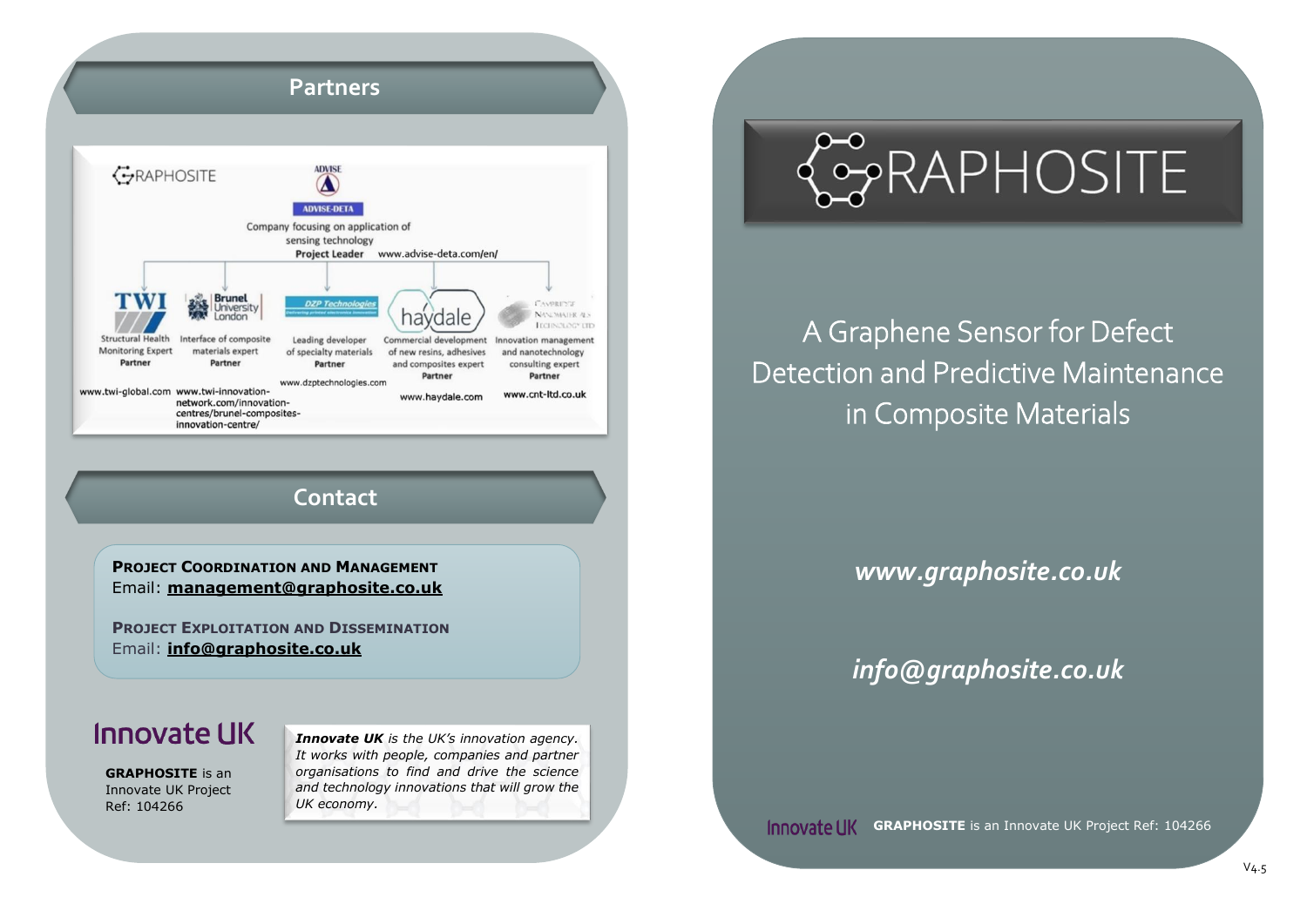## Partners

GRAPHOSITE

ADVISE-DETA

Company focusing on application of sensing technology

**Project Leader** www.advise-deta.com/en/

- **TWI** — Structural Health Monitoring Expert — **Partner** — www.twi-global.com
- **Brunel University London** — Interface of composite materials expert — **Partner** — www.twi-innovation-network.com/innovation-centres/brunel-composites-innovation-centre/
- **DZP Technologies** — Leading developer of specialty materials — **Partner** — www.dzptechnologies.com
- **haydale** — Commercial development of new resins, adhesives and composites expert — **Partner** — www.haydale.com
- **Cambridge Nanomaterials Technology Ltd** — Innovation management and nanotechnology consulting expert — **Partner** — www.cnt-ltd.co.uk

## Contact

**Project Coordination and Management**
Email: **management@graphosite.co.uk**

**Project Exploitation and Dissemination**
Email: **info@graphosite.co.uk**

Innovate UK

**GRAPHOSITE** is an Innovate UK Project Ref: 104266

***Innovate UK*** *is the UK's innovation agency. It works with people, companies and partner organisations to find and drive the science and technology innovations that will grow the UK economy.*

# GRAPHOSITE

A Graphene Sensor for Defect Detection and Predictive Maintenance in Composite Materials

***www.graphosite.co.uk***

***info@graphosite.co.uk***

Innovate UK **GRAPHOSITE** is an Innovate UK Project Ref: 104266

V4.5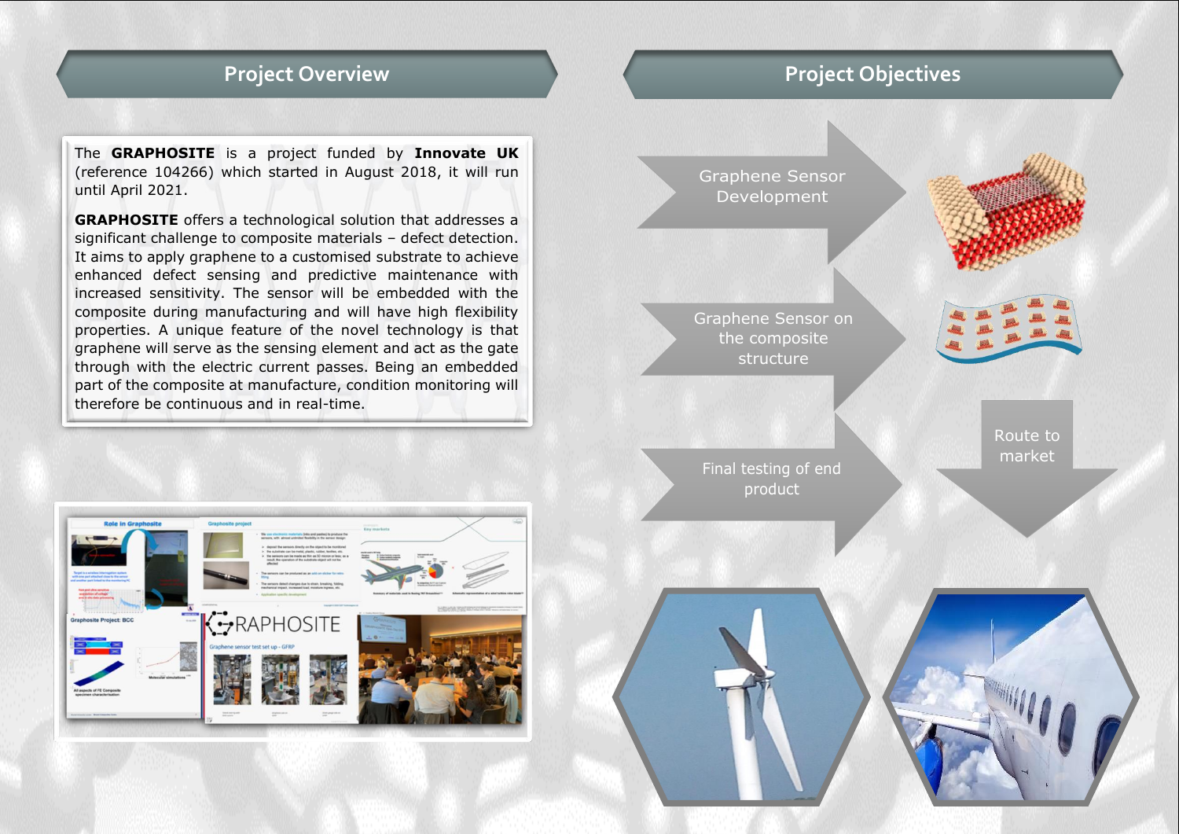## Project Overview

The **GRAPHOSITE** is a project funded by **Innovate UK** (reference 104266) which started in August 2018, it will run until April 2021.

**GRAPHOSITE** offers a technological solution that addresses a significant challenge to composite materials – defect detection. It aims to apply graphene to a customised substrate to achieve enhanced defect sensing and predictive maintenance with increased sensitivity. The sensor will be embedded with the composite during manufacturing and will have high flexibility properties. A unique feature of the novel technology is that graphene will serve as the sensing element and act as the gate through with the electric current passes. Being an embedded part of the composite at manufacture, condition monitoring will therefore be continuous and in real-time.

## Project Objectives

Graphene Sensor Development

Graphene Sensor on the composite structure

Final testing of end product

Route to market